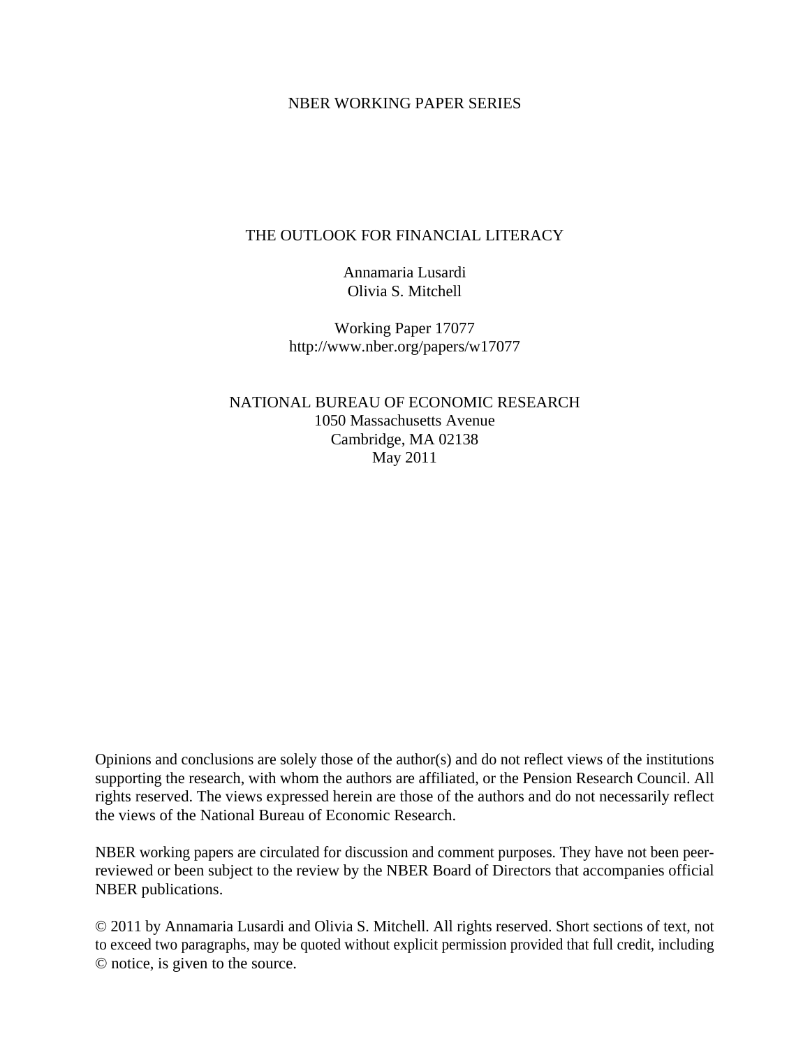NBER WORKING PAPER SERIES

# THE OUTLOOK FOR FINANCIAL LITERACY

Annamaria Lusardi
Olivia S. Mitchell

Working Paper 17077
http://www.nber.org/papers/w17077

NATIONAL BUREAU OF ECONOMIC RESEARCH
1050 Massachusetts Avenue
Cambridge, MA 02138
May 2011

Opinions and conclusions are solely those of the author(s) and do not reflect views of the institutions supporting the research, with whom the authors are affiliated, or the Pension Research Council. All rights reserved. The views expressed herein are those of the authors and do not necessarily reflect the views of the National Bureau of Economic Research.

NBER working papers are circulated for discussion and comment purposes. They have not been peer-reviewed or been subject to the review by the NBER Board of Directors that accompanies official NBER publications.

© 2011 by Annamaria Lusardi and Olivia S. Mitchell. All rights reserved. Short sections of text, not to exceed two paragraphs, may be quoted without explicit permission provided that full credit, including © notice, is given to the source.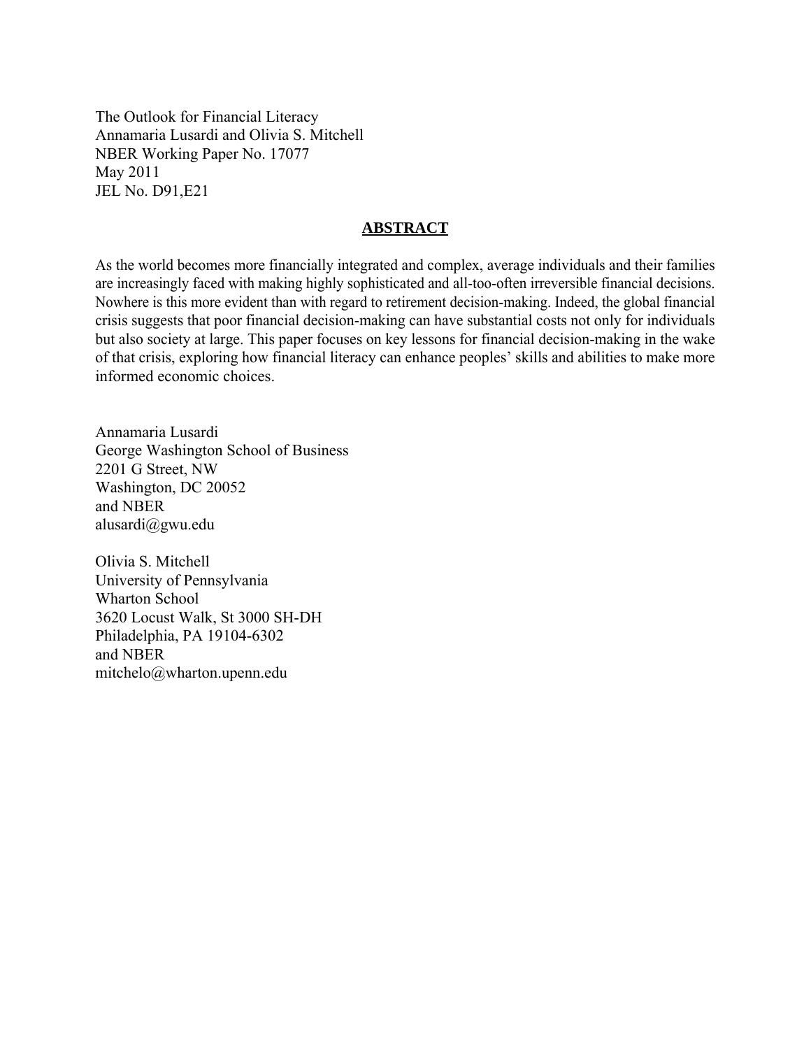The Outlook for Financial Literacy
Annamaria Lusardi and Olivia S. Mitchell
NBER Working Paper No. 17077
May 2011
JEL No. D91,E21

## ABSTRACT

As the world becomes more financially integrated and complex, average individuals and their families are increasingly faced with making highly sophisticated and all-too-often irreversible financial decisions. Nowhere is this more evident than with regard to retirement decision-making. Indeed, the global financial crisis suggests that poor financial decision-making can have substantial costs not only for individuals but also society at large. This paper focuses on key lessons for financial decision-making in the wake of that crisis, exploring how financial literacy can enhance peoples' skills and abilities to make more informed economic choices.

Annamaria Lusardi
George Washington School of Business
2201 G Street, NW
Washington, DC 20052
and NBER
alusardi@gwu.edu

Olivia S. Mitchell
University of Pennsylvania
Wharton School
3620 Locust Walk, St 3000 SH-DH
Philadelphia, PA 19104-6302
and NBER
mitchelo@wharton.upenn.edu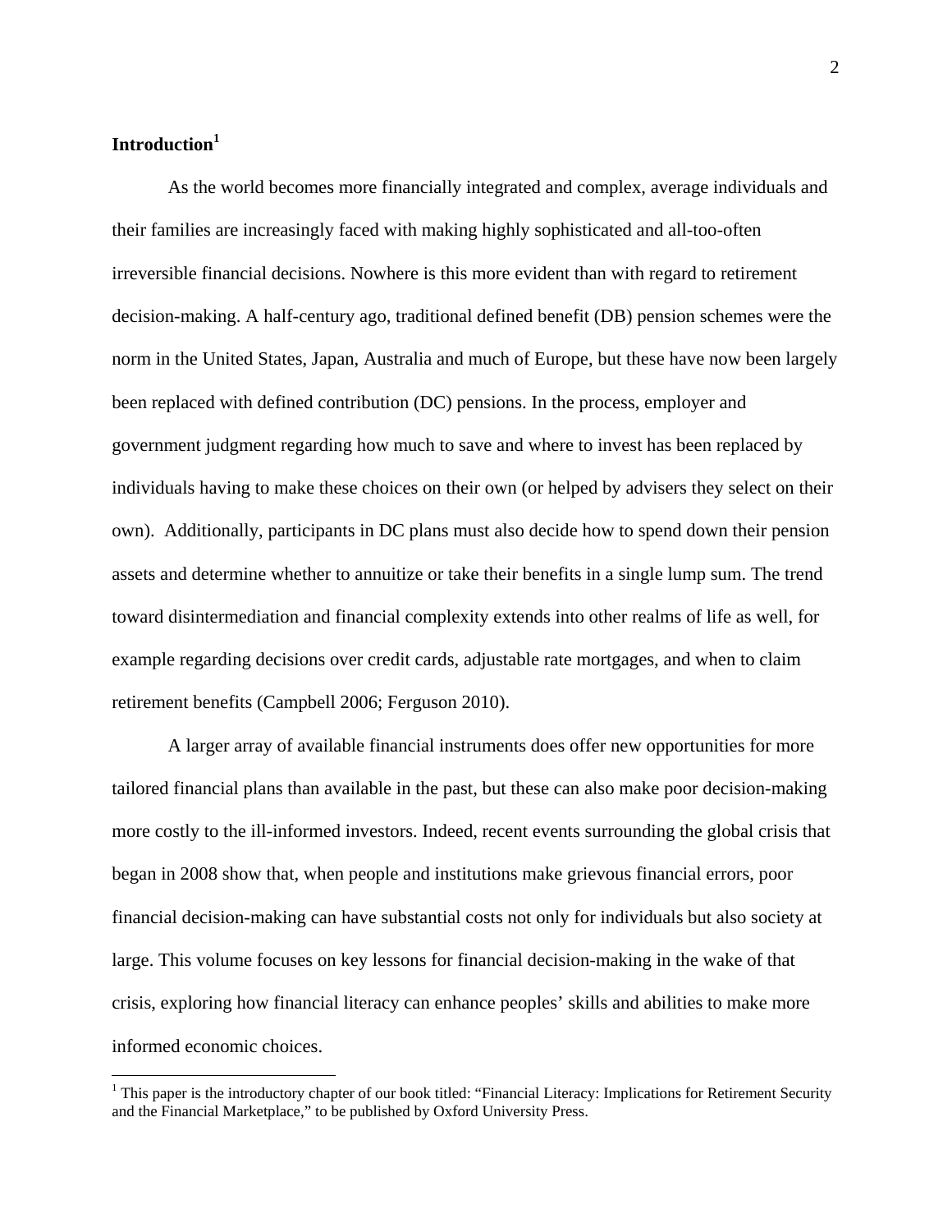## Introduction[1]

As the world becomes more financially integrated and complex, average individuals and their families are increasingly faced with making highly sophisticated and all-too-often irreversible financial decisions. Nowhere is this more evident than with regard to retirement decision-making. A half-century ago, traditional defined benefit (DB) pension schemes were the norm in the United States, Japan, Australia and much of Europe, but these have now been largely been replaced with defined contribution (DC) pensions. In the process, employer and government judgment regarding how much to save and where to invest has been replaced by individuals having to make these choices on their own (or helped by advisers they select on their own). Additionally, participants in DC plans must also decide how to spend down their pension assets and determine whether to annuitize or take their benefits in a single lump sum. The trend toward disintermediation and financial complexity extends into other realms of life as well, for example regarding decisions over credit cards, adjustable rate mortgages, and when to claim retirement benefits (Campbell 2006; Ferguson 2010).

A larger array of available financial instruments does offer new opportunities for more tailored financial plans than available in the past, but these can also make poor decision-making more costly to the ill-informed investors. Indeed, recent events surrounding the global crisis that began in 2008 show that, when people and institutions make grievous financial errors, poor financial decision-making can have substantial costs not only for individuals but also society at large. This volume focuses on key lessons for financial decision-making in the wake of that crisis, exploring how financial literacy can enhance peoples' skills and abilities to make more informed economic choices.

[1] This paper is the introductory chapter of our book titled: "Financial Literacy: Implications for Retirement Security and the Financial Marketplace," to be published by Oxford University Press.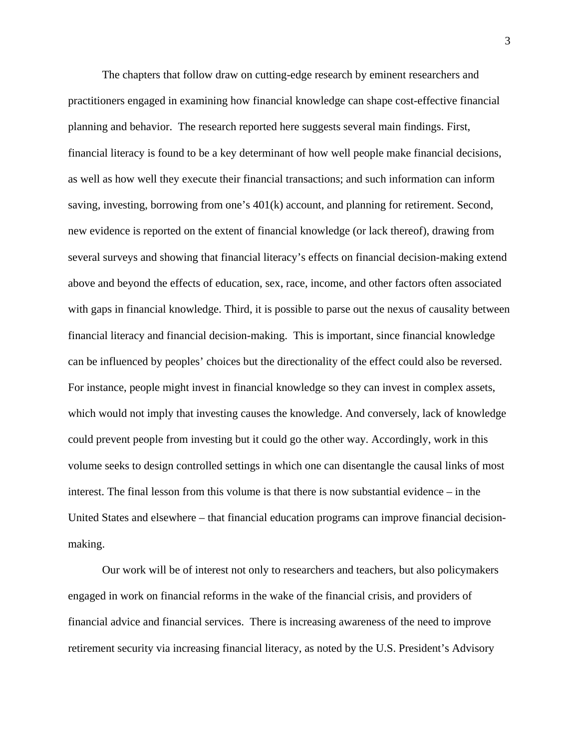The chapters that follow draw on cutting-edge research by eminent researchers and practitioners engaged in examining how financial knowledge can shape cost-effective financial planning and behavior. The research reported here suggests several main findings. First, financial literacy is found to be a key determinant of how well people make financial decisions, as well as how well they execute their financial transactions; and such information can inform saving, investing, borrowing from one's 401(k) account, and planning for retirement. Second, new evidence is reported on the extent of financial knowledge (or lack thereof), drawing from several surveys and showing that financial literacy's effects on financial decision-making extend above and beyond the effects of education, sex, race, income, and other factors often associated with gaps in financial knowledge. Third, it is possible to parse out the nexus of causality between financial literacy and financial decision-making. This is important, since financial knowledge can be influenced by peoples' choices but the directionality of the effect could also be reversed. For instance, people might invest in financial knowledge so they can invest in complex assets, which would not imply that investing causes the knowledge. And conversely, lack of knowledge could prevent people from investing but it could go the other way. Accordingly, work in this volume seeks to design controlled settings in which one can disentangle the causal links of most interest. The final lesson from this volume is that there is now substantial evidence – in the United States and elsewhere – that financial education programs can improve financial decision-making.

Our work will be of interest not only to researchers and teachers, but also policymakers engaged in work on financial reforms in the wake of the financial crisis, and providers of financial advice and financial services. There is increasing awareness of the need to improve retirement security via increasing financial literacy, as noted by the U.S. President's Advisory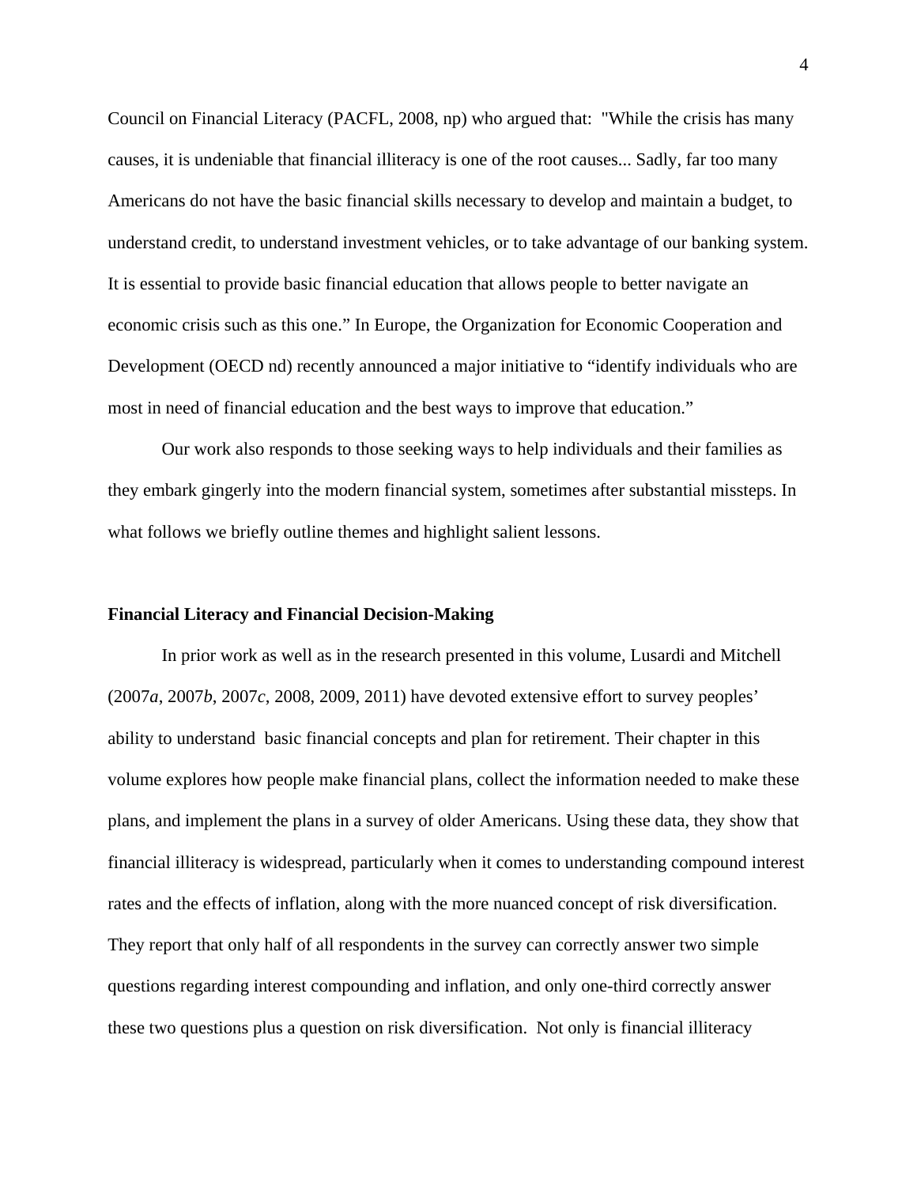Council on Financial Literacy (PACFL, 2008, np) who argued that: "While the crisis has many causes, it is undeniable that financial illiteracy is one of the root causes... Sadly, far too many Americans do not have the basic financial skills necessary to develop and maintain a budget, to understand credit, to understand investment vehicles, or to take advantage of our banking system. It is essential to provide basic financial education that allows people to better navigate an economic crisis such as this one." In Europe, the Organization for Economic Cooperation and Development (OECD nd) recently announced a major initiative to "identify individuals who are most in need of financial education and the best ways to improve that education."

Our work also responds to those seeking ways to help individuals and their families as they embark gingerly into the modern financial system, sometimes after substantial missteps. In what follows we briefly outline themes and highlight salient lessons.

**Financial Literacy and Financial Decision-Making**

In prior work as well as in the research presented in this volume, Lusardi and Mitchell (2007*a*, 2007*b*, 2007*c*, 2008, 2009, 2011) have devoted extensive effort to survey peoples' ability to understand basic financial concepts and plan for retirement. Their chapter in this volume explores how people make financial plans, collect the information needed to make these plans, and implement the plans in a survey of older Americans. Using these data, they show that financial illiteracy is widespread, particularly when it comes to understanding compound interest rates and the effects of inflation, along with the more nuanced concept of risk diversification. They report that only half of all respondents in the survey can correctly answer two simple questions regarding interest compounding and inflation, and only one-third correctly answer these two questions plus a question on risk diversification. Not only is financial illiteracy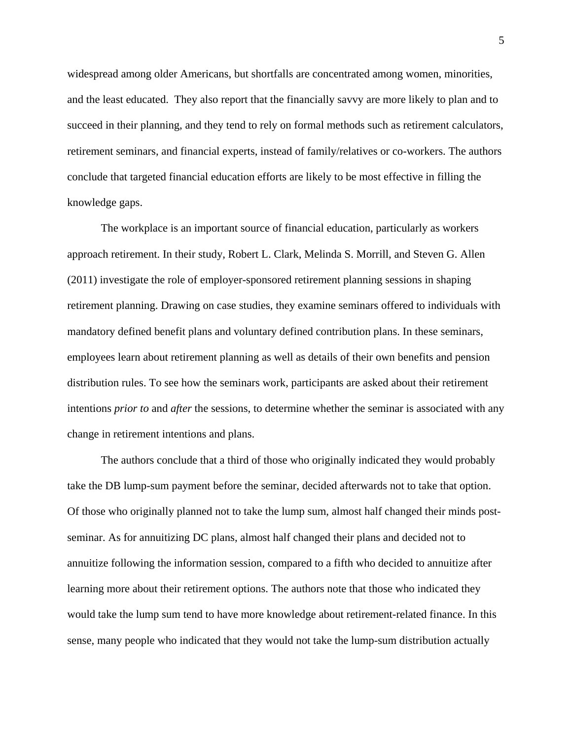widespread among older Americans, but shortfalls are concentrated among women, minorities, and the least educated. They also report that the financially savvy are more likely to plan and to succeed in their planning, and they tend to rely on formal methods such as retirement calculators, retirement seminars, and financial experts, instead of family/relatives or co-workers. The authors conclude that targeted financial education efforts are likely to be most effective in filling the knowledge gaps.

The workplace is an important source of financial education, particularly as workers approach retirement. In their study, Robert L. Clark, Melinda S. Morrill, and Steven G. Allen (2011) investigate the role of employer-sponsored retirement planning sessions in shaping retirement planning. Drawing on case studies, they examine seminars offered to individuals with mandatory defined benefit plans and voluntary defined contribution plans. In these seminars, employees learn about retirement planning as well as details of their own benefits and pension distribution rules. To see how the seminars work, participants are asked about their retirement intentions *prior to* and *after* the sessions, to determine whether the seminar is associated with any change in retirement intentions and plans.

The authors conclude that a third of those who originally indicated they would probably take the DB lump-sum payment before the seminar, decided afterwards not to take that option. Of those who originally planned not to take the lump sum, almost half changed their minds post-seminar. As for annuitizing DC plans, almost half changed their plans and decided not to annuitize following the information session, compared to a fifth who decided to annuitize after learning more about their retirement options. The authors note that those who indicated they would take the lump sum tend to have more knowledge about retirement-related finance. In this sense, many people who indicated that they would not take the lump-sum distribution actually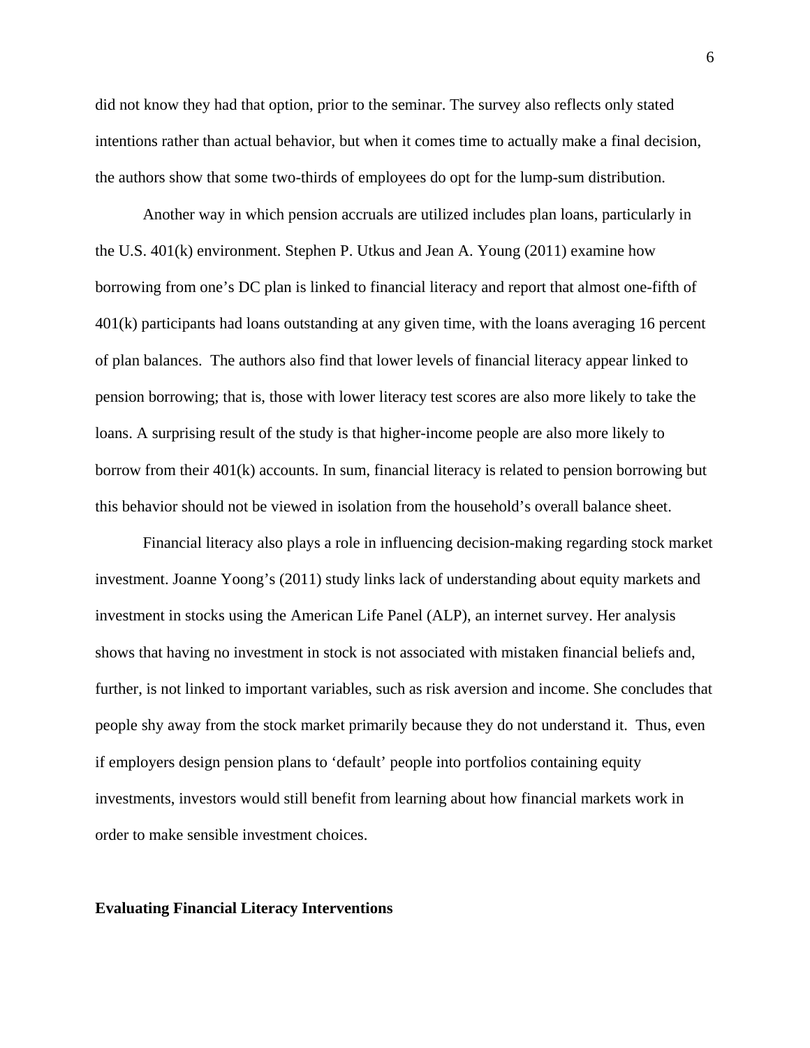did not know they had that option, prior to the seminar. The survey also reflects only stated intentions rather than actual behavior, but when it comes time to actually make a final decision, the authors show that some two-thirds of employees do opt for the lump-sum distribution.

Another way in which pension accruals are utilized includes plan loans, particularly in the U.S. 401(k) environment. Stephen P. Utkus and Jean A. Young (2011) examine how borrowing from one's DC plan is linked to financial literacy and report that almost one-fifth of 401(k) participants had loans outstanding at any given time, with the loans averaging 16 percent of plan balances. The authors also find that lower levels of financial literacy appear linked to pension borrowing; that is, those with lower literacy test scores are also more likely to take the loans. A surprising result of the study is that higher-income people are also more likely to borrow from their 401(k) accounts. In sum, financial literacy is related to pension borrowing but this behavior should not be viewed in isolation from the household's overall balance sheet.

Financial literacy also plays a role in influencing decision-making regarding stock market investment. Joanne Yoong's (2011) study links lack of understanding about equity markets and investment in stocks using the American Life Panel (ALP), an internet survey. Her analysis shows that having no investment in stock is not associated with mistaken financial beliefs and, further, is not linked to important variables, such as risk aversion and income. She concludes that people shy away from the stock market primarily because they do not understand it. Thus, even if employers design pension plans to 'default' people into portfolios containing equity investments, investors would still benefit from learning about how financial markets work in order to make sensible investment choices.

## Evaluating Financial Literacy Interventions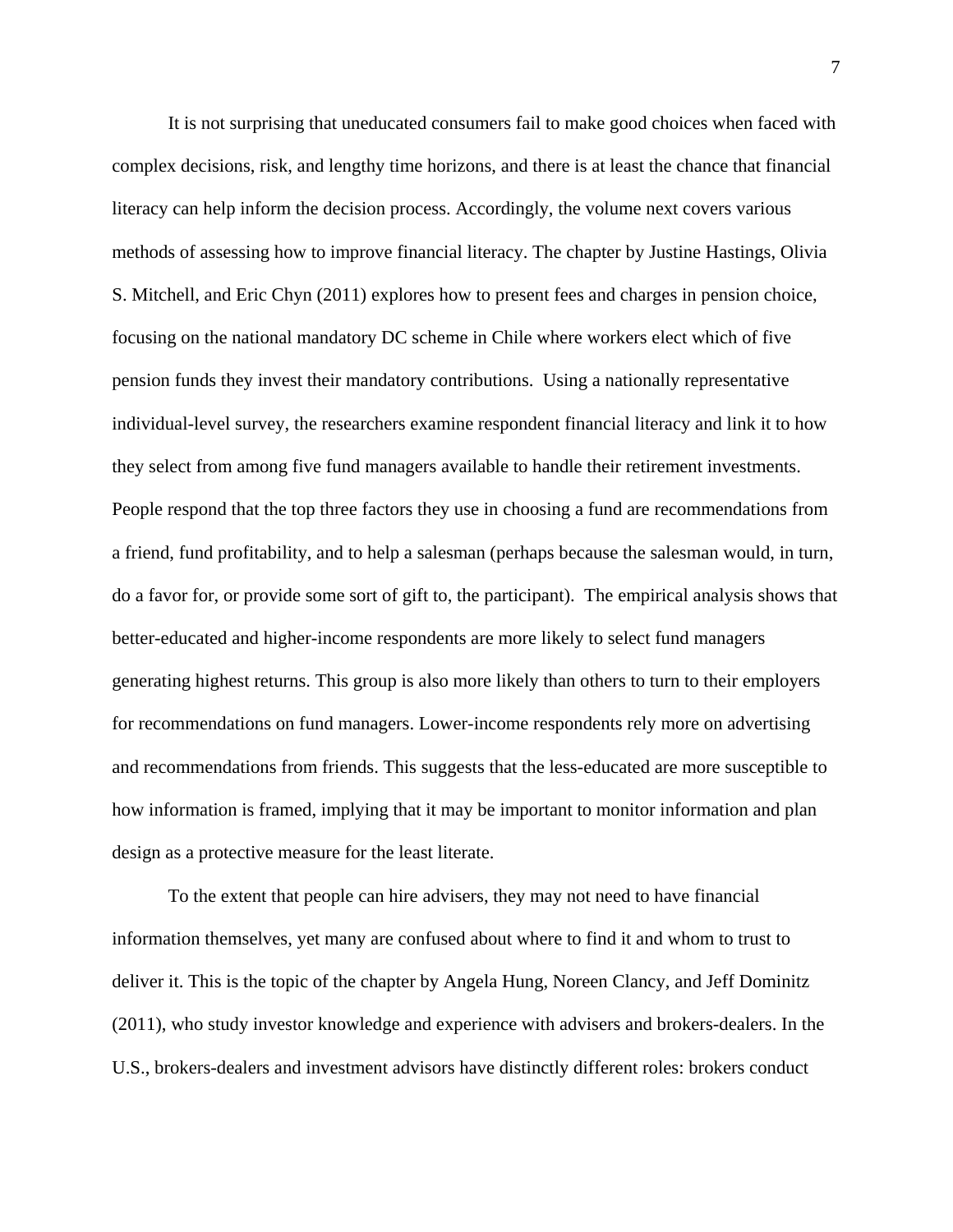It is not surprising that uneducated consumers fail to make good choices when faced with complex decisions, risk, and lengthy time horizons, and there is at least the chance that financial literacy can help inform the decision process. Accordingly, the volume next covers various methods of assessing how to improve financial literacy. The chapter by Justine Hastings, Olivia S. Mitchell, and Eric Chyn (2011) explores how to present fees and charges in pension choice, focusing on the national mandatory DC scheme in Chile where workers elect which of five pension funds they invest their mandatory contributions. Using a nationally representative individual-level survey, the researchers examine respondent financial literacy and link it to how they select from among five fund managers available to handle their retirement investments. People respond that the top three factors they use in choosing a fund are recommendations from a friend, fund profitability, and to help a salesman (perhaps because the salesman would, in turn, do a favor for, or provide some sort of gift to, the participant). The empirical analysis shows that better-educated and higher-income respondents are more likely to select fund managers generating highest returns. This group is also more likely than others to turn to their employers for recommendations on fund managers. Lower-income respondents rely more on advertising and recommendations from friends. This suggests that the less-educated are more susceptible to how information is framed, implying that it may be important to monitor information and plan design as a protective measure for the least literate.

To the extent that people can hire advisers, they may not need to have financial information themselves, yet many are confused about where to find it and whom to trust to deliver it. This is the topic of the chapter by Angela Hung, Noreen Clancy, and Jeff Dominitz (2011), who study investor knowledge and experience with advisers and brokers-dealers. In the U.S., brokers-dealers and investment advisors have distinctly different roles: brokers conduct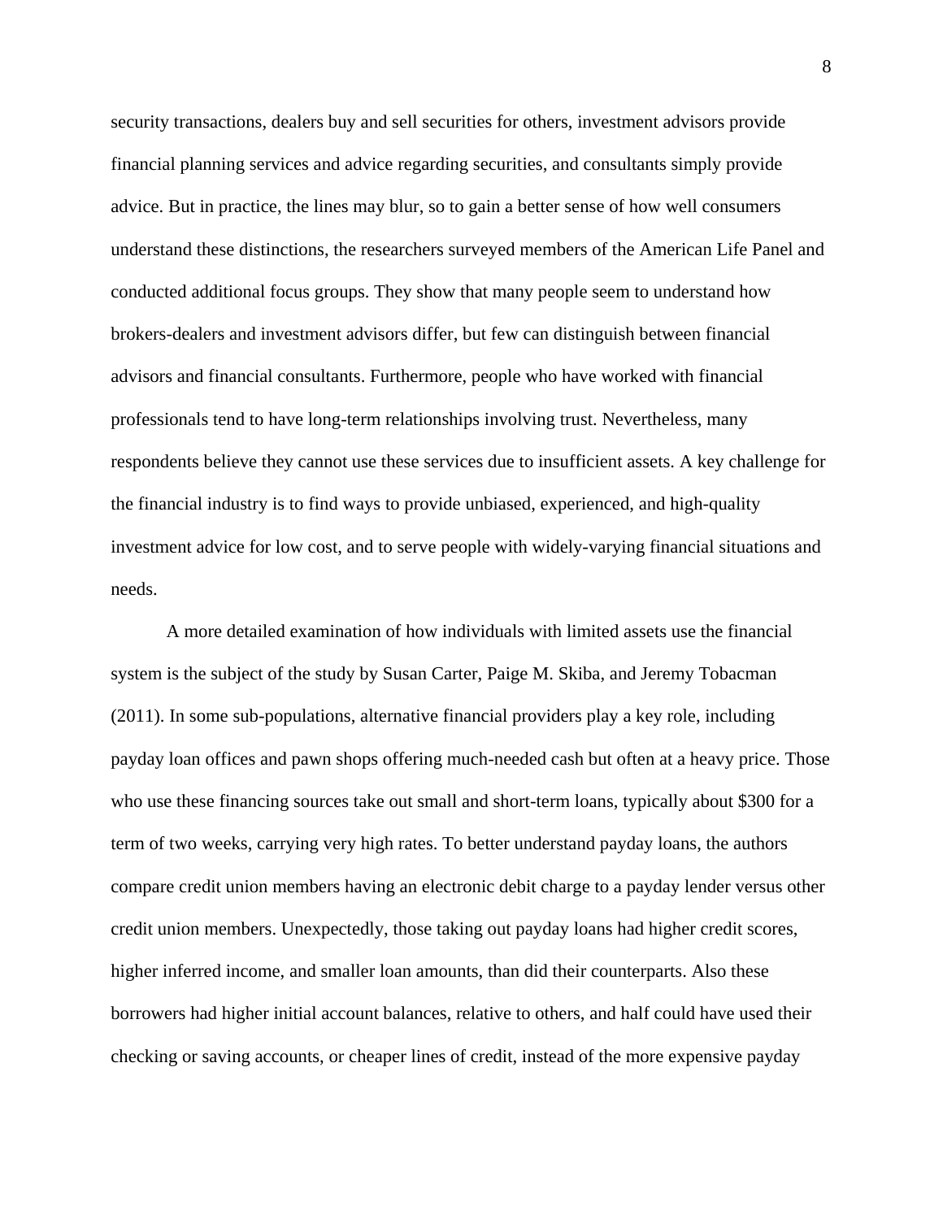security transactions, dealers buy and sell securities for others, investment advisors provide financial planning services and advice regarding securities, and consultants simply provide advice. But in practice, the lines may blur, so to gain a better sense of how well consumers understand these distinctions, the researchers surveyed members of the American Life Panel and conducted additional focus groups. They show that many people seem to understand how brokers-dealers and investment advisors differ, but few can distinguish between financial advisors and financial consultants. Furthermore, people who have worked with financial professionals tend to have long-term relationships involving trust. Nevertheless, many respondents believe they cannot use these services due to insufficient assets. A key challenge for the financial industry is to find ways to provide unbiased, experienced, and high-quality investment advice for low cost, and to serve people with widely-varying financial situations and needs.

A more detailed examination of how individuals with limited assets use the financial system is the subject of the study by Susan Carter, Paige M. Skiba, and Jeremy Tobacman (2011). In some sub-populations, alternative financial providers play a key role, including payday loan offices and pawn shops offering much-needed cash but often at a heavy price. Those who use these financing sources take out small and short-term loans, typically about $300 for a term of two weeks, carrying very high rates. To better understand payday loans, the authors compare credit union members having an electronic debit charge to a payday lender versus other credit union members. Unexpectedly, those taking out payday loans had higher credit scores, higher inferred income, and smaller loan amounts, than did their counterparts. Also these borrowers had higher initial account balances, relative to others, and half could have used their checking or saving accounts, or cheaper lines of credit, instead of the more expensive payday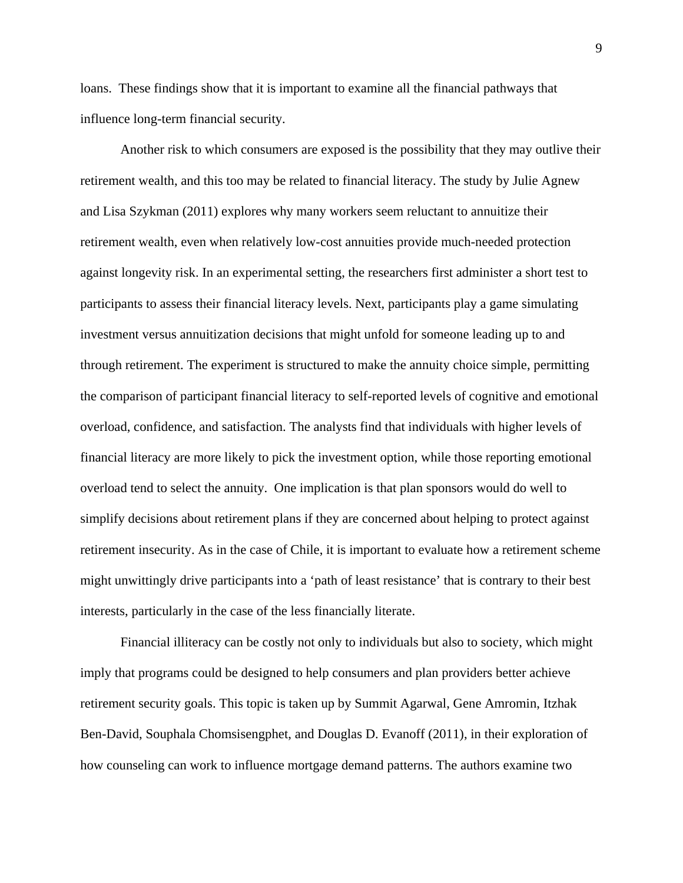loans. These findings show that it is important to examine all the financial pathways that influence long-term financial security.

Another risk to which consumers are exposed is the possibility that they may outlive their retirement wealth, and this too may be related to financial literacy. The study by Julie Agnew and Lisa Szykman (2011) explores why many workers seem reluctant to annuitize their retirement wealth, even when relatively low-cost annuities provide much-needed protection against longevity risk. In an experimental setting, the researchers first administer a short test to participants to assess their financial literacy levels. Next, participants play a game simulating investment versus annuitization decisions that might unfold for someone leading up to and through retirement. The experiment is structured to make the annuity choice simple, permitting the comparison of participant financial literacy to self-reported levels of cognitive and emotional overload, confidence, and satisfaction. The analysts find that individuals with higher levels of financial literacy are more likely to pick the investment option, while those reporting emotional overload tend to select the annuity. One implication is that plan sponsors would do well to simplify decisions about retirement plans if they are concerned about helping to protect against retirement insecurity. As in the case of Chile, it is important to evaluate how a retirement scheme might unwittingly drive participants into a 'path of least resistance' that is contrary to their best interests, particularly in the case of the less financially literate.

Financial illiteracy can be costly not only to individuals but also to society, which might imply that programs could be designed to help consumers and plan providers better achieve retirement security goals. This topic is taken up by Summit Agarwal, Gene Amromin, Itzhak Ben-David, Souphala Chomsisengphet, and Douglas D. Evanoff (2011), in their exploration of how counseling can work to influence mortgage demand patterns. The authors examine two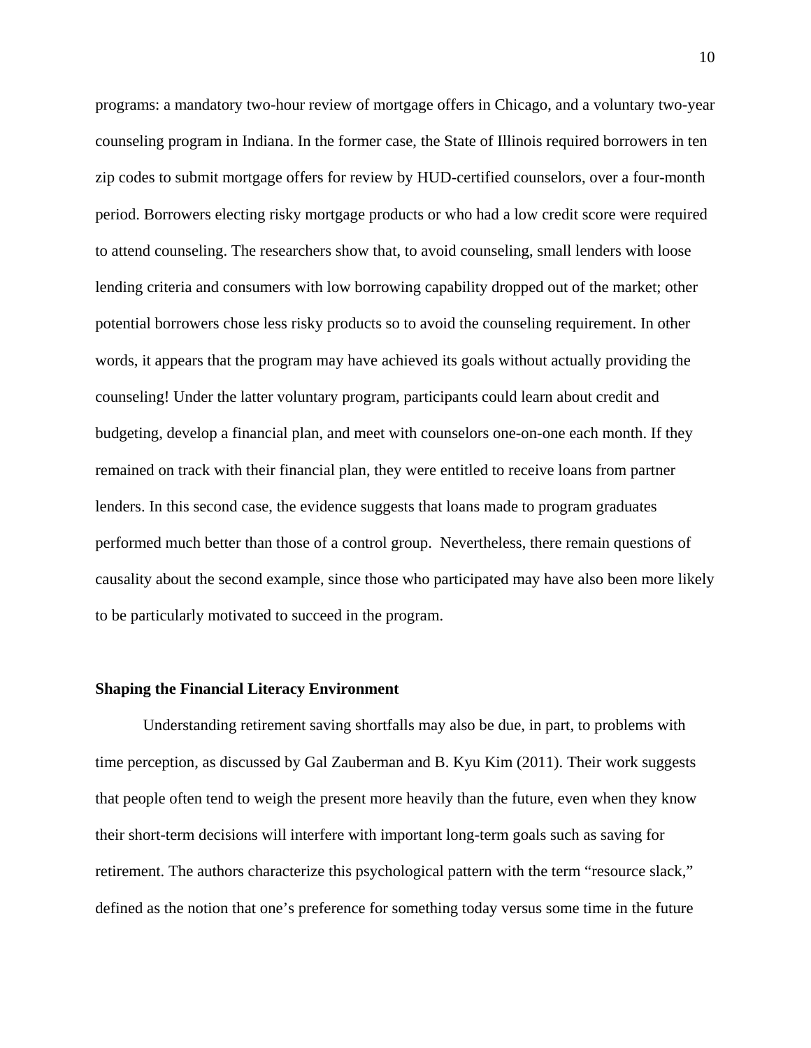programs: a mandatory two-hour review of mortgage offers in Chicago, and a voluntary two-year counseling program in Indiana. In the former case, the State of Illinois required borrowers in ten zip codes to submit mortgage offers for review by HUD-certified counselors, over a four-month period. Borrowers electing risky mortgage products or who had a low credit score were required to attend counseling. The researchers show that, to avoid counseling, small lenders with loose lending criteria and consumers with low borrowing capability dropped out of the market; other potential borrowers chose less risky products so to avoid the counseling requirement. In other words, it appears that the program may have achieved its goals without actually providing the counseling! Under the latter voluntary program, participants could learn about credit and budgeting, develop a financial plan, and meet with counselors one-on-one each month. If they remained on track with their financial plan, they were entitled to receive loans from partner lenders. In this second case, the evidence suggests that loans made to program graduates performed much better than those of a control group. Nevertheless, there remain questions of causality about the second example, since those who participated may have also been more likely to be particularly motivated to succeed in the program.

**Shaping the Financial Literacy Environment**

Understanding retirement saving shortfalls may also be due, in part, to problems with time perception, as discussed by Gal Zauberman and B. Kyu Kim (2011). Their work suggests that people often tend to weigh the present more heavily than the future, even when they know their short-term decisions will interfere with important long-term goals such as saving for retirement. The authors characterize this psychological pattern with the term "resource slack," defined as the notion that one's preference for something today versus some time in the future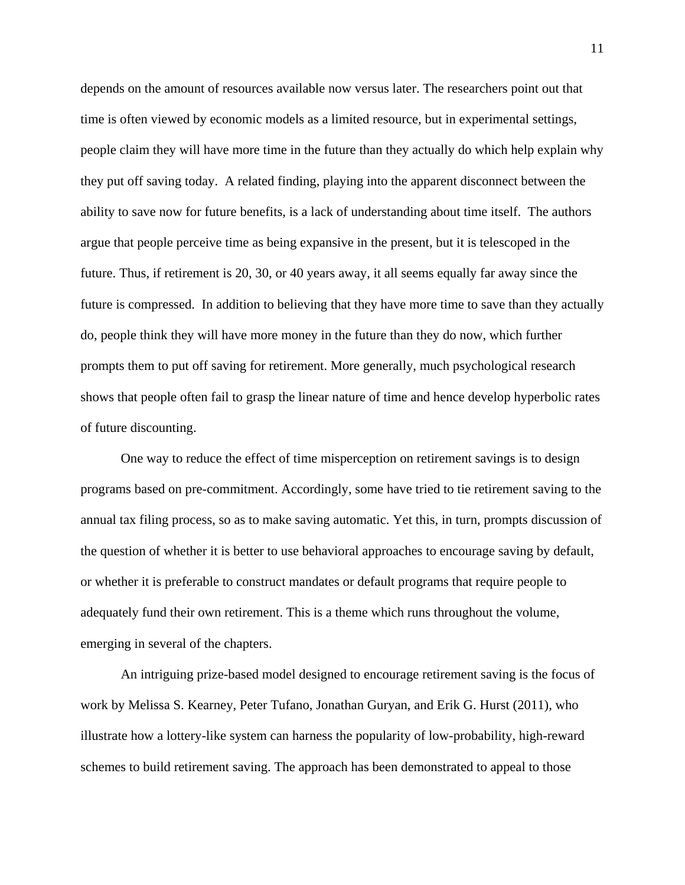depends on the amount of resources available now versus later. The researchers point out that time is often viewed by economic models as a limited resource, but in experimental settings, people claim they will have more time in the future than they actually do which help explain why they put off saving today. A related finding, playing into the apparent disconnect between the ability to save now for future benefits, is a lack of understanding about time itself. The authors argue that people perceive time as being expansive in the present, but it is telescoped in the future. Thus, if retirement is 20, 30, or 40 years away, it all seems equally far away since the future is compressed. In addition to believing that they have more time to save than they actually do, people think they will have more money in the future than they do now, which further prompts them to put off saving for retirement. More generally, much psychological research shows that people often fail to grasp the linear nature of time and hence develop hyperbolic rates of future discounting.

One way to reduce the effect of time misperception on retirement savings is to design programs based on pre-commitment. Accordingly, some have tried to tie retirement saving to the annual tax filing process, so as to make saving automatic. Yet this, in turn, prompts discussion of the question of whether it is better to use behavioral approaches to encourage saving by default, or whether it is preferable to construct mandates or default programs that require people to adequately fund their own retirement. This is a theme which runs throughout the volume, emerging in several of the chapters.

An intriguing prize-based model designed to encourage retirement saving is the focus of work by Melissa S. Kearney, Peter Tufano, Jonathan Guryan, and Erik G. Hurst (2011), who illustrate how a lottery-like system can harness the popularity of low-probability, high-reward schemes to build retirement saving. The approach has been demonstrated to appeal to those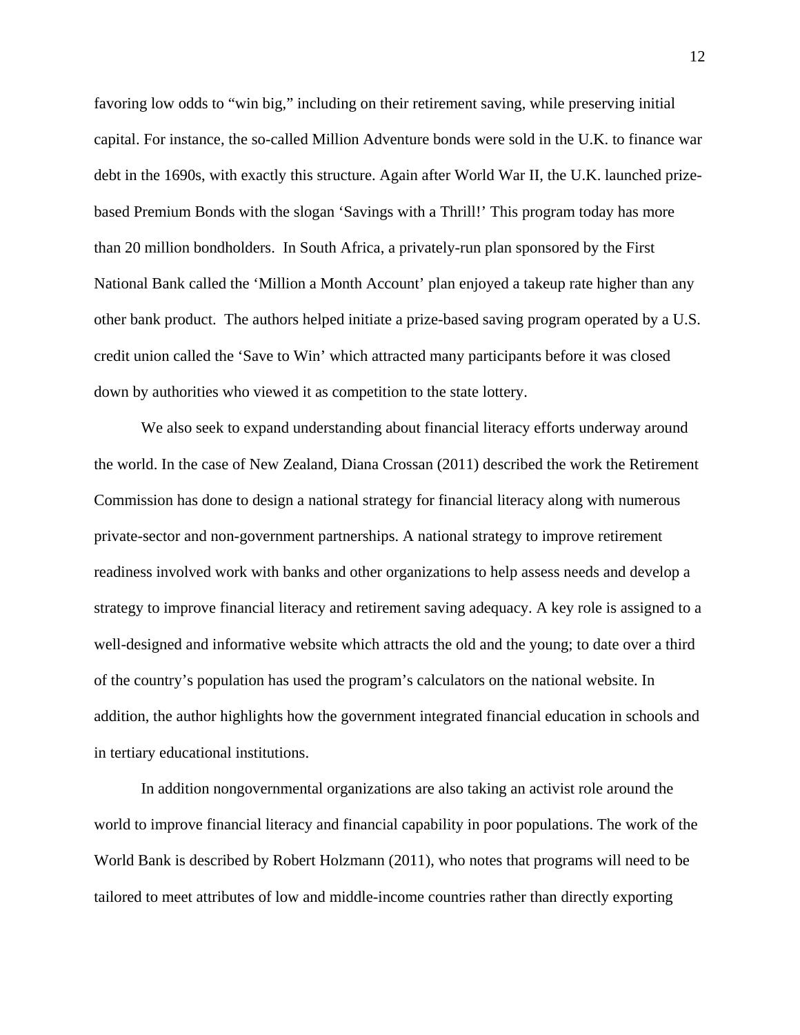favoring low odds to "win big," including on their retirement saving, while preserving initial capital. For instance, the so-called Million Adventure bonds were sold in the U.K. to finance war debt in the 1690s, with exactly this structure. Again after World War II, the U.K. launched prize-based Premium Bonds with the slogan 'Savings with a Thrill!' This program today has more than 20 million bondholders. In South Africa, a privately-run plan sponsored by the First National Bank called the 'Million a Month Account' plan enjoyed a takeup rate higher than any other bank product. The authors helped initiate a prize-based saving program operated by a U.S. credit union called the 'Save to Win' which attracted many participants before it was closed down by authorities who viewed it as competition to the state lottery.

We also seek to expand understanding about financial literacy efforts underway around the world. In the case of New Zealand, Diana Crossan (2011) described the work the Retirement Commission has done to design a national strategy for financial literacy along with numerous private-sector and non-government partnerships. A national strategy to improve retirement readiness involved work with banks and other organizations to help assess needs and develop a strategy to improve financial literacy and retirement saving adequacy. A key role is assigned to a well-designed and informative website which attracts the old and the young; to date over a third of the country's population has used the program's calculators on the national website. In addition, the author highlights how the government integrated financial education in schools and in tertiary educational institutions.

In addition nongovernmental organizations are also taking an activist role around the world to improve financial literacy and financial capability in poor populations. The work of the World Bank is described by Robert Holzmann (2011), who notes that programs will need to be tailored to meet attributes of low and middle-income countries rather than directly exporting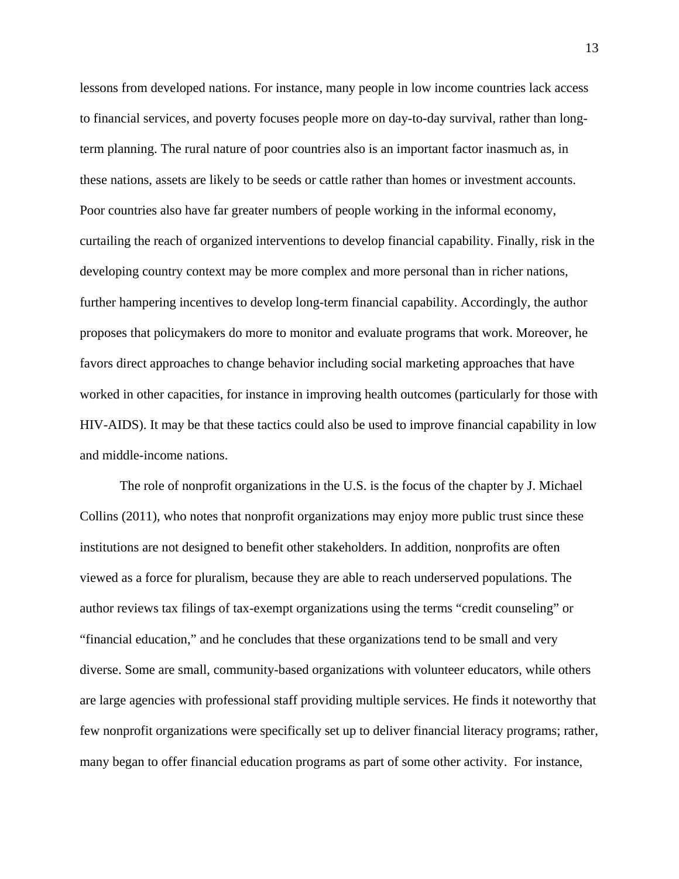lessons from developed nations. For instance, many people in low income countries lack access to financial services, and poverty focuses people more on day-to-day survival, rather than long-term planning. The rural nature of poor countries also is an important factor inasmuch as, in these nations, assets are likely to be seeds or cattle rather than homes or investment accounts. Poor countries also have far greater numbers of people working in the informal economy, curtailing the reach of organized interventions to develop financial capability. Finally, risk in the developing country context may be more complex and more personal than in richer nations, further hampering incentives to develop long-term financial capability. Accordingly, the author proposes that policymakers do more to monitor and evaluate programs that work. Moreover, he favors direct approaches to change behavior including social marketing approaches that have worked in other capacities, for instance in improving health outcomes (particularly for those with HIV-AIDS). It may be that these tactics could also be used to improve financial capability in low and middle-income nations.

The role of nonprofit organizations in the U.S. is the focus of the chapter by J. Michael Collins (2011), who notes that nonprofit organizations may enjoy more public trust since these institutions are not designed to benefit other stakeholders. In addition, nonprofits are often viewed as a force for pluralism, because they are able to reach underserved populations. The author reviews tax filings of tax-exempt organizations using the terms "credit counseling" or "financial education," and he concludes that these organizations tend to be small and very diverse. Some are small, community-based organizations with volunteer educators, while others are large agencies with professional staff providing multiple services. He finds it noteworthy that few nonprofit organizations were specifically set up to deliver financial literacy programs; rather, many began to offer financial education programs as part of some other activity. For instance,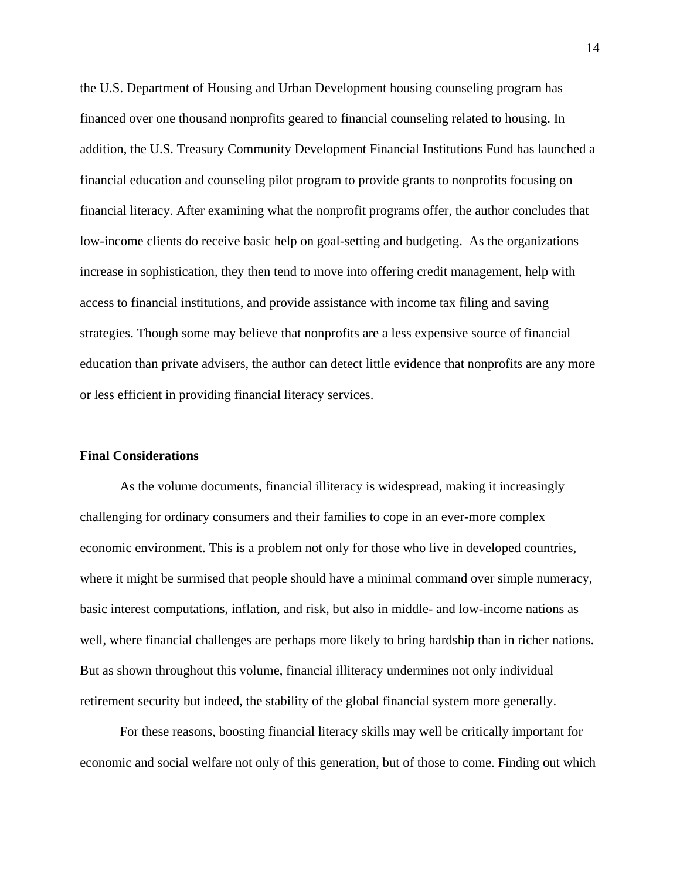the U.S. Department of Housing and Urban Development housing counseling program has financed over one thousand nonprofits geared to financial counseling related to housing. In addition, the U.S. Treasury Community Development Financial Institutions Fund has launched a financial education and counseling pilot program to provide grants to nonprofits focusing on financial literacy. After examining what the nonprofit programs offer, the author concludes that low-income clients do receive basic help on goal-setting and budgeting. As the organizations increase in sophistication, they then tend to move into offering credit management, help with access to financial institutions, and provide assistance with income tax filing and saving strategies. Though some may believe that nonprofits are a less expensive source of financial education than private advisers, the author can detect little evidence that nonprofits are any more or less efficient in providing financial literacy services.

**Final Considerations**

As the volume documents, financial illiteracy is widespread, making it increasingly challenging for ordinary consumers and their families to cope in an ever-more complex economic environment. This is a problem not only for those who live in developed countries, where it might be surmised that people should have a minimal command over simple numeracy, basic interest computations, inflation, and risk, but also in middle- and low-income nations as well, where financial challenges are perhaps more likely to bring hardship than in richer nations. But as shown throughout this volume, financial illiteracy undermines not only individual retirement security but indeed, the stability of the global financial system more generally.

For these reasons, boosting financial literacy skills may well be critically important for economic and social welfare not only of this generation, but of those to come. Finding out which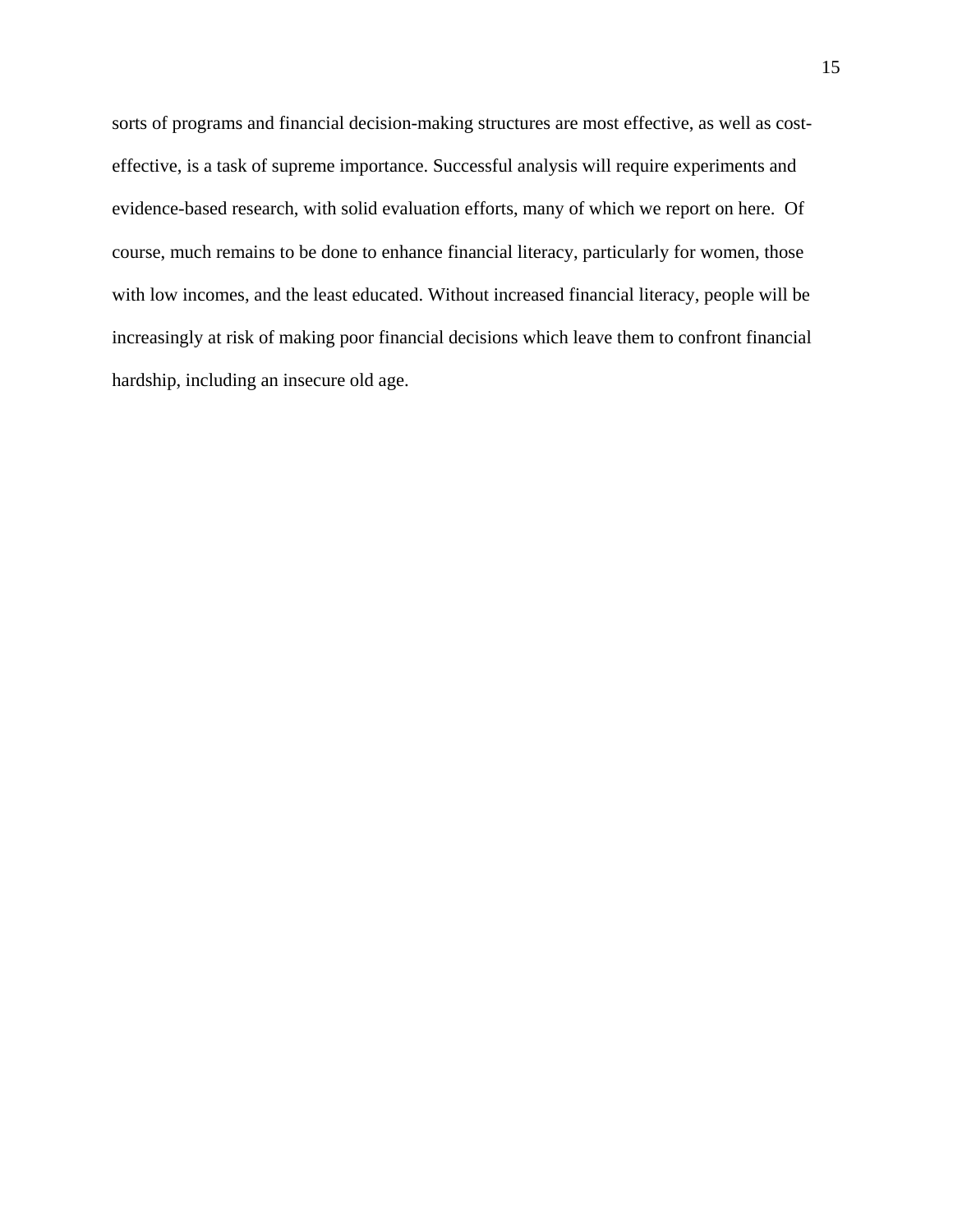sorts of programs and financial decision-making structures are most effective, as well as cost-effective, is a task of supreme importance. Successful analysis will require experiments and evidence-based research, with solid evaluation efforts, many of which we report on here.  Of course, much remains to be done to enhance financial literacy, particularly for women, those with low incomes, and the least educated. Without increased financial literacy, people will be increasingly at risk of making poor financial decisions which leave them to confront financial hardship, including an insecure old age.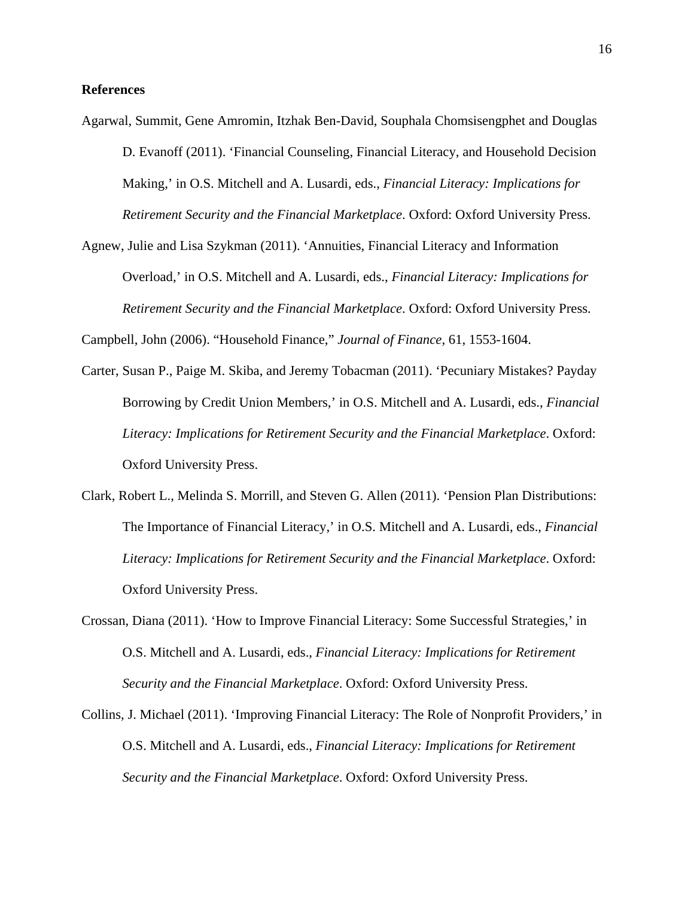**References**

Agarwal, Summit, Gene Amromin, Itzhak Ben-David, Souphala Chomsisengphet and Douglas D. Evanoff (2011). 'Financial Counseling, Financial Literacy, and Household Decision Making,' in O.S. Mitchell and A. Lusardi, eds., *Financial Literacy: Implications for Retirement Security and the Financial Marketplace*. Oxford: Oxford University Press.

Agnew, Julie and Lisa Szykman (2011). 'Annuities, Financial Literacy and Information Overload,' in O.S. Mitchell and A. Lusardi, eds., *Financial Literacy: Implications for Retirement Security and the Financial Marketplace*. Oxford: Oxford University Press.

Campbell, John (2006). "Household Finance," *Journal of Finance*, 61, 1553-1604.

Carter, Susan P., Paige M. Skiba, and Jeremy Tobacman (2011). 'Pecuniary Mistakes? Payday Borrowing by Credit Union Members,' in O.S. Mitchell and A. Lusardi, eds., *Financial Literacy: Implications for Retirement Security and the Financial Marketplace*. Oxford: Oxford University Press.

Clark, Robert L., Melinda S. Morrill, and Steven G. Allen (2011). 'Pension Plan Distributions: The Importance of Financial Literacy,' in O.S. Mitchell and A. Lusardi, eds., *Financial Literacy: Implications for Retirement Security and the Financial Marketplace*. Oxford: Oxford University Press.

Crossan, Diana (2011). 'How to Improve Financial Literacy: Some Successful Strategies,' in O.S. Mitchell and A. Lusardi, eds., *Financial Literacy: Implications for Retirement Security and the Financial Marketplace*. Oxford: Oxford University Press.

Collins, J. Michael (2011). 'Improving Financial Literacy: The Role of Nonprofit Providers,' in O.S. Mitchell and A. Lusardi, eds., *Financial Literacy: Implications for Retirement Security and the Financial Marketplace*. Oxford: Oxford University Press.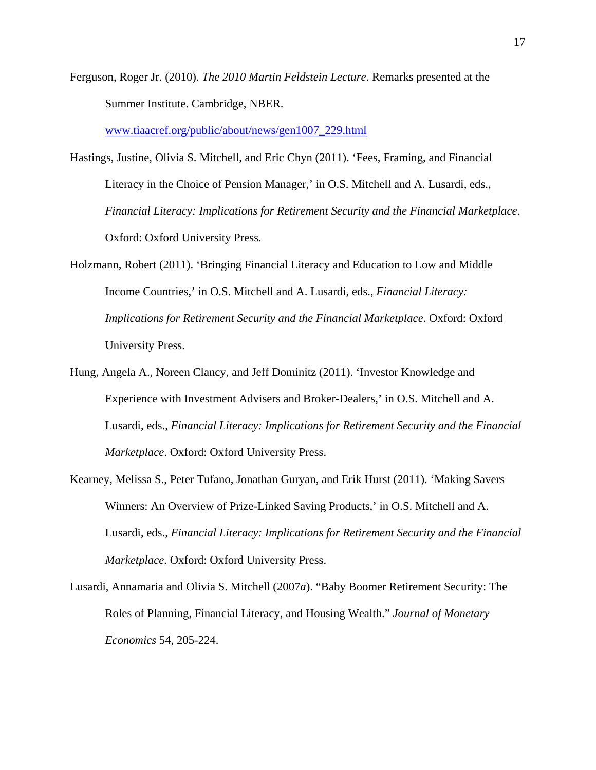Ferguson, Roger Jr. (2010). *The 2010 Martin Feldstein Lecture*. Remarks presented at the Summer Institute. Cambridge, NBER. www.tiaacref.org/public/about/news/gen1007_229.html

Hastings, Justine, Olivia S. Mitchell, and Eric Chyn (2011). 'Fees, Framing, and Financial Literacy in the Choice of Pension Manager,' in O.S. Mitchell and A. Lusardi, eds., *Financial Literacy: Implications for Retirement Security and the Financial Marketplace*. Oxford: Oxford University Press.

Holzmann, Robert (2011). 'Bringing Financial Literacy and Education to Low and Middle Income Countries,' in O.S. Mitchell and A. Lusardi, eds., *Financial Literacy: Implications for Retirement Security and the Financial Marketplace*. Oxford: Oxford University Press.

Hung, Angela A., Noreen Clancy, and Jeff Dominitz (2011). 'Investor Knowledge and Experience with Investment Advisers and Broker-Dealers,' in O.S. Mitchell and A. Lusardi, eds., *Financial Literacy: Implications for Retirement Security and the Financial Marketplace*. Oxford: Oxford University Press.

Kearney, Melissa S., Peter Tufano, Jonathan Guryan, and Erik Hurst (2011). 'Making Savers Winners: An Overview of Prize-Linked Saving Products,' in O.S. Mitchell and A. Lusardi, eds., *Financial Literacy: Implications for Retirement Security and the Financial Marketplace*. Oxford: Oxford University Press.

Lusardi, Annamaria and Olivia S. Mitchell (2007*a*). "Baby Boomer Retirement Security: The Roles of Planning, Financial Literacy, and Housing Wealth." *Journal of Monetary Economics* 54, 205-224.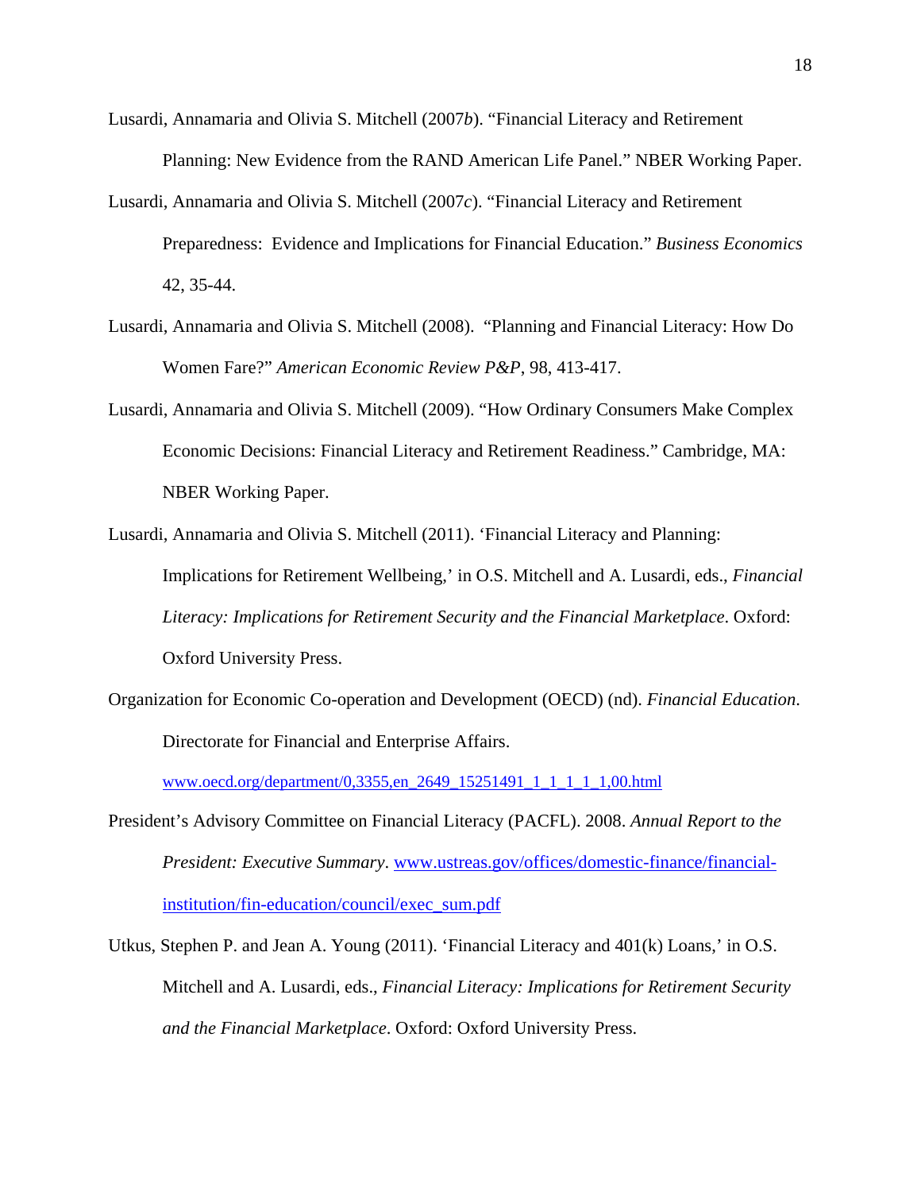Lusardi, Annamaria and Olivia S. Mitchell (2007*b*). "Financial Literacy and Retirement Planning: New Evidence from the RAND American Life Panel." NBER Working Paper.

Lusardi, Annamaria and Olivia S. Mitchell (2007*c*). "Financial Literacy and Retirement Preparedness: Evidence and Implications for Financial Education." *Business Economics* 42, 35-44.

Lusardi, Annamaria and Olivia S. Mitchell (2008). "Planning and Financial Literacy: How Do Women Fare?" *American Economic Review P&P*, 98, 413-417.

Lusardi, Annamaria and Olivia S. Mitchell (2009). "How Ordinary Consumers Make Complex Economic Decisions: Financial Literacy and Retirement Readiness." Cambridge, MA: NBER Working Paper.

Lusardi, Annamaria and Olivia S. Mitchell (2011). 'Financial Literacy and Planning: Implications for Retirement Wellbeing,' in O.S. Mitchell and A. Lusardi, eds., *Financial Literacy: Implications for Retirement Security and the Financial Marketplace*. Oxford: Oxford University Press.

Organization for Economic Co-operation and Development (OECD) (nd). *Financial Education*. Directorate for Financial and Enterprise Affairs. www.oecd.org/department/0,3355,en_2649_15251491_1_1_1_1_1,00.html

President's Advisory Committee on Financial Literacy (PACFL). 2008. *Annual Report to the President: Executive Summary*. www.ustreas.gov/offices/domestic-finance/financial-institution/fin-education/council/exec_sum.pdf

Utkus, Stephen P. and Jean A. Young (2011). 'Financial Literacy and 401(k) Loans,' in O.S. Mitchell and A. Lusardi, eds., *Financial Literacy: Implications for Retirement Security and the Financial Marketplace*. Oxford: Oxford University Press.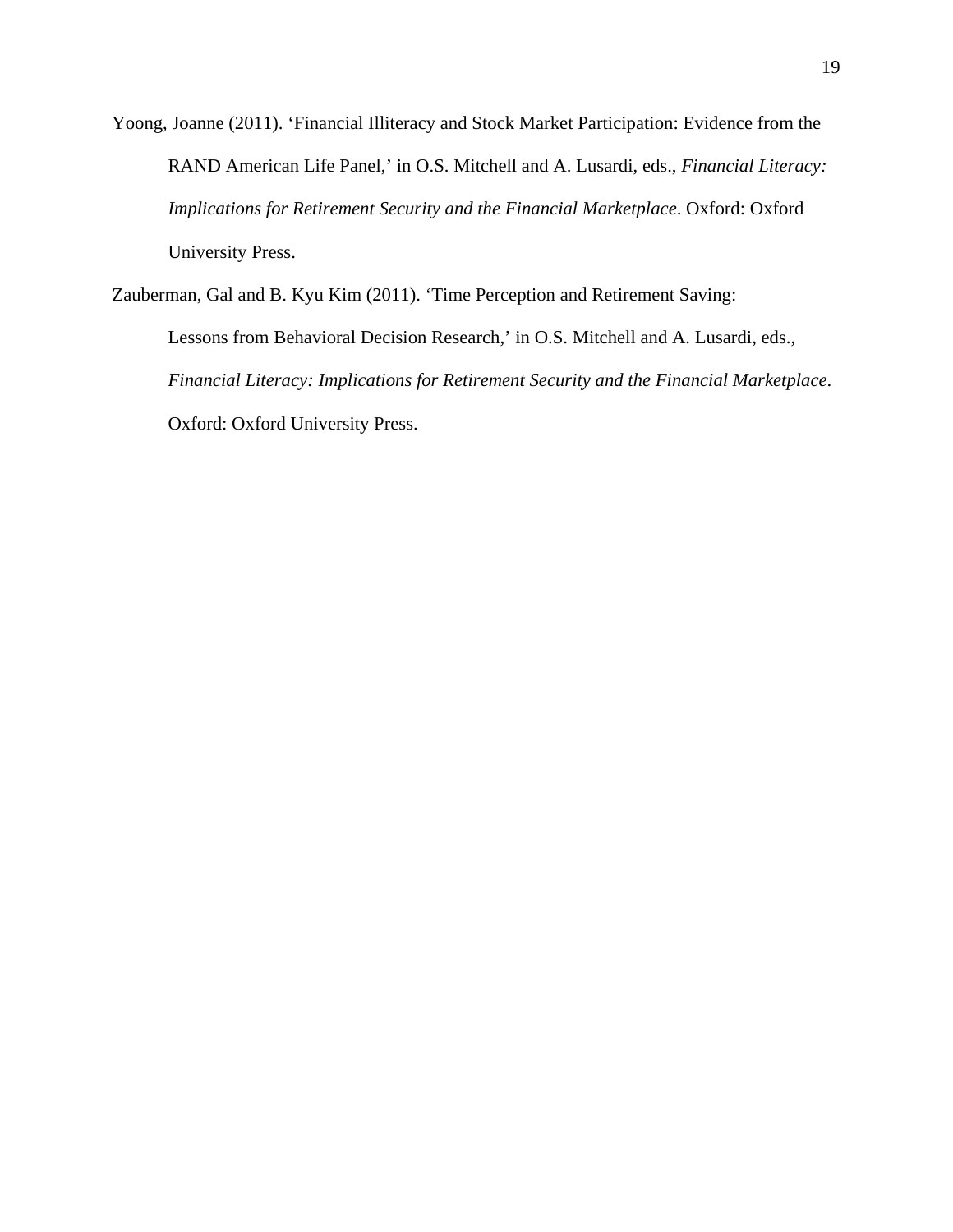Yoong, Joanne (2011). 'Financial Illiteracy and Stock Market Participation: Evidence from the RAND American Life Panel,' in O.S. Mitchell and A. Lusardi, eds., *Financial Literacy: Implications for Retirement Security and the Financial Marketplace*. Oxford: Oxford University Press.

Zauberman, Gal and B. Kyu Kim (2011). 'Time Perception and Retirement Saving: Lessons from Behavioral Decision Research,' in O.S. Mitchell and A. Lusardi, eds., *Financial Literacy: Implications for Retirement Security and the Financial Marketplace*. Oxford: Oxford University Press.